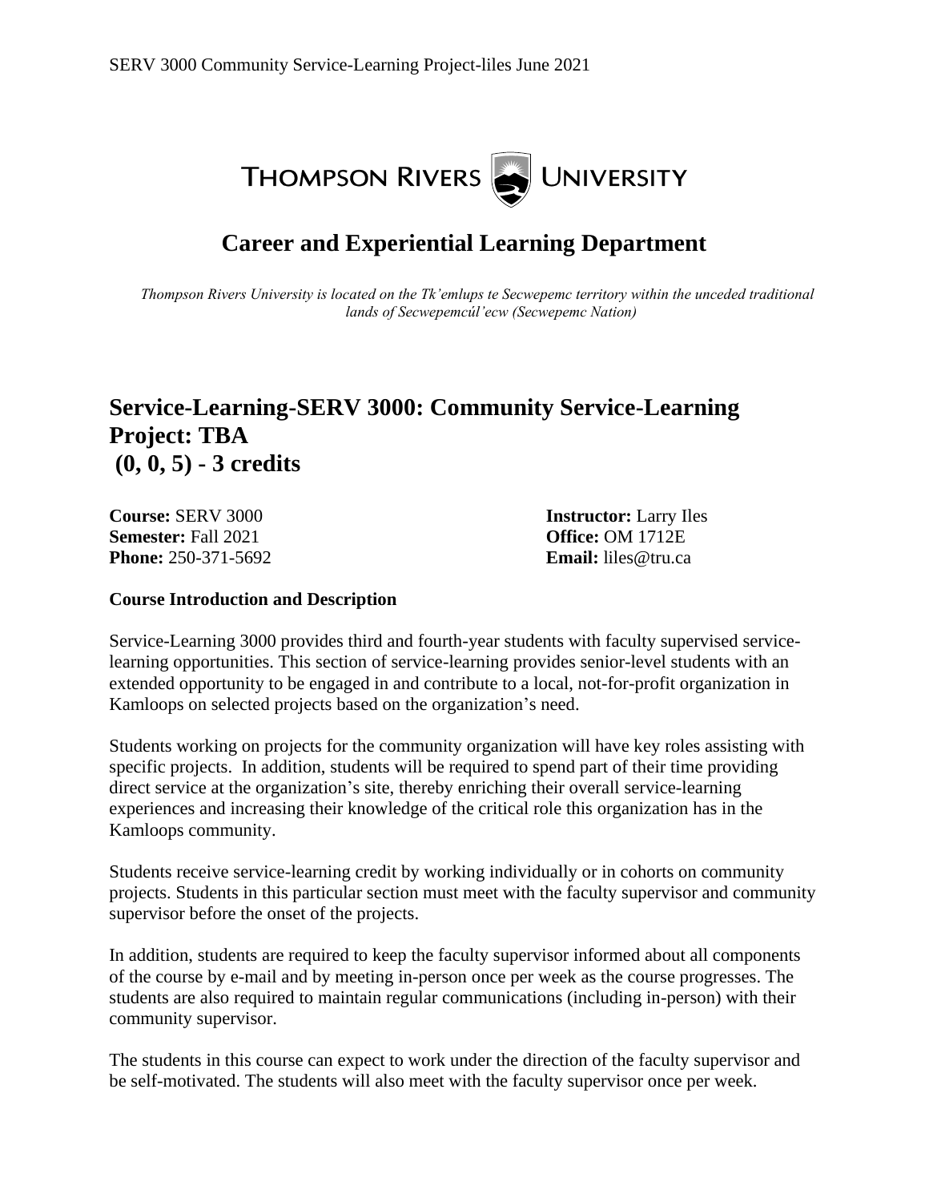THOMPSON RIVERS UNIVERSITY

## Career and Experiential Learning Department

*Thompson Rivers University is located on the Tk'emlups te Secwepemc territory within the unceded traditional lands of Secwepemcúl'ecw (Secwepemc Nation)*

# Service-Learning-SERV 3000: Community Service-Learning Project: TBA (0, 0, 5) - 3 credits

**Course:** SERV 3000
**Semester:** Fall 2021
**Phone:** 250-371-5692

**Instructor:** Larry Iles
**Office:** OM 1712E
**Email:** liles@tru.ca

**Course Introduction and Description**

Service-Learning 3000 provides third and fourth-year students with faculty supervised service-learning opportunities. This section of service-learning provides senior-level students with an extended opportunity to be engaged in and contribute to a local, not-for-profit organization in Kamloops on selected projects based on the organization's need.

Students working on projects for the community organization will have key roles assisting with specific projects. In addition, students will be required to spend part of their time providing direct service at the organization's site, thereby enriching their overall service-learning experiences and increasing their knowledge of the critical role this organization has in the Kamloops community.

Students receive service-learning credit by working individually or in cohorts on community projects. Students in this particular section must meet with the faculty supervisor and community supervisor before the onset of the projects.

In addition, students are required to keep the faculty supervisor informed about all components of the course by e-mail and by meeting in-person once per week as the course progresses. The students are also required to maintain regular communications (including in-person) with their community supervisor.

The students in this course can expect to work under the direction of the faculty supervisor and be self-motivated. The students will also meet with the faculty supervisor once per week.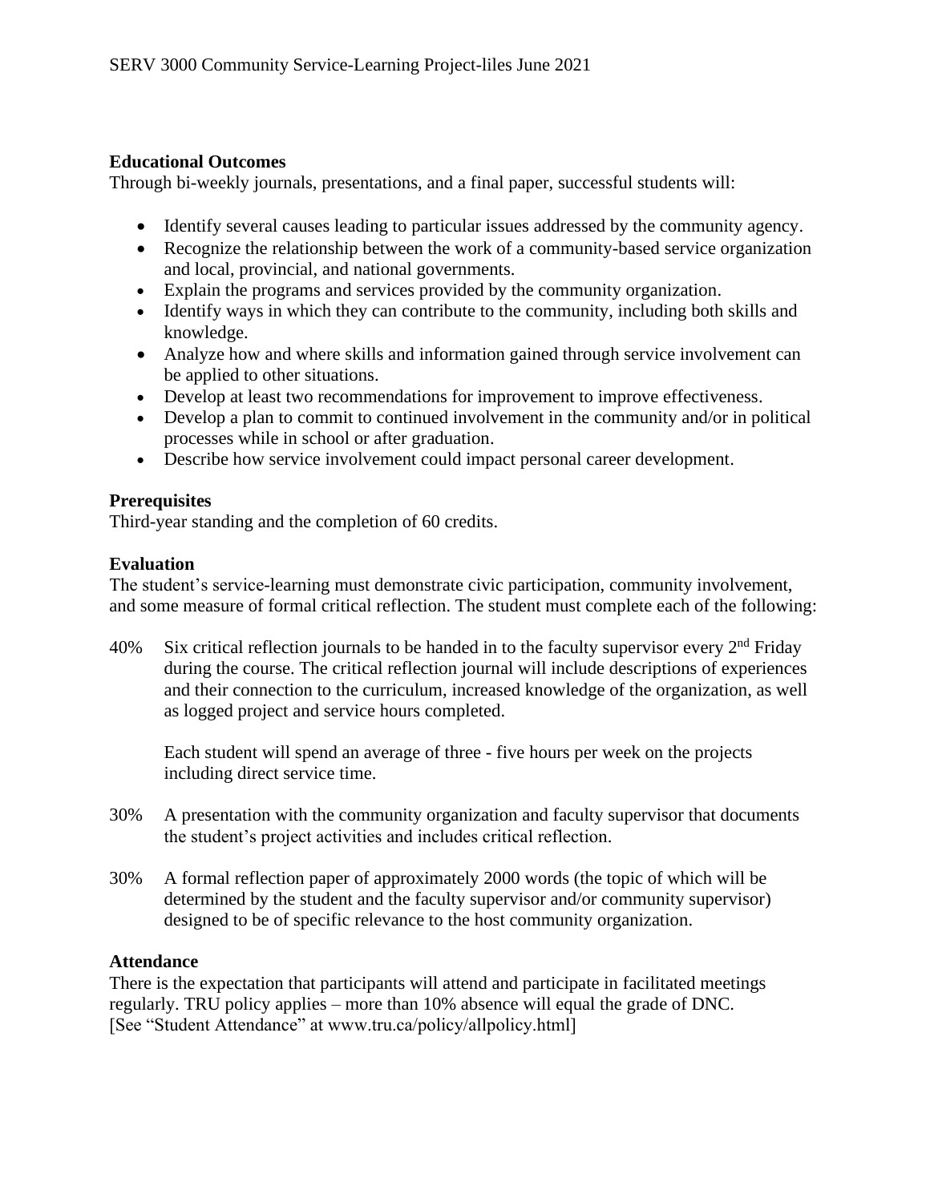**Educational Outcomes**

Through bi-weekly journals, presentations, and a final paper, successful students will:

- Identify several causes leading to particular issues addressed by the community agency.
- Recognize the relationship between the work of a community-based service organization and local, provincial, and national governments.
- Explain the programs and services provided by the community organization.
- Identify ways in which they can contribute to the community, including both skills and knowledge.
- Analyze how and where skills and information gained through service involvement can be applied to other situations.
- Develop at least two recommendations for improvement to improve effectiveness.
- Develop a plan to commit to continued involvement in the community and/or in political processes while in school or after graduation.
- Describe how service involvement could impact personal career development.

**Prerequisites**

Third-year standing and the completion of 60 credits.

**Evaluation**

The student's service-learning must demonstrate civic participation, community involvement, and some measure of formal critical reflection. The student must complete each of the following:

40% Six critical reflection journals to be handed in to the faculty supervisor every 2nd Friday during the course. The critical reflection journal will include descriptions of experiences and their connection to the curriculum, increased knowledge of the organization, as well as logged project and service hours completed.

Each student will spend an average of three - five hours per week on the projects including direct service time.

30% A presentation with the community organization and faculty supervisor that documents the student's project activities and includes critical reflection.

30% A formal reflection paper of approximately 2000 words (the topic of which will be determined by the student and the faculty supervisor and/or community supervisor) designed to be of specific relevance to the host community organization.

**Attendance**

There is the expectation that participants will attend and participate in facilitated meetings regularly. TRU policy applies – more than 10% absence will equal the grade of DNC. [See "Student Attendance" at www.tru.ca/policy/allpolicy.html]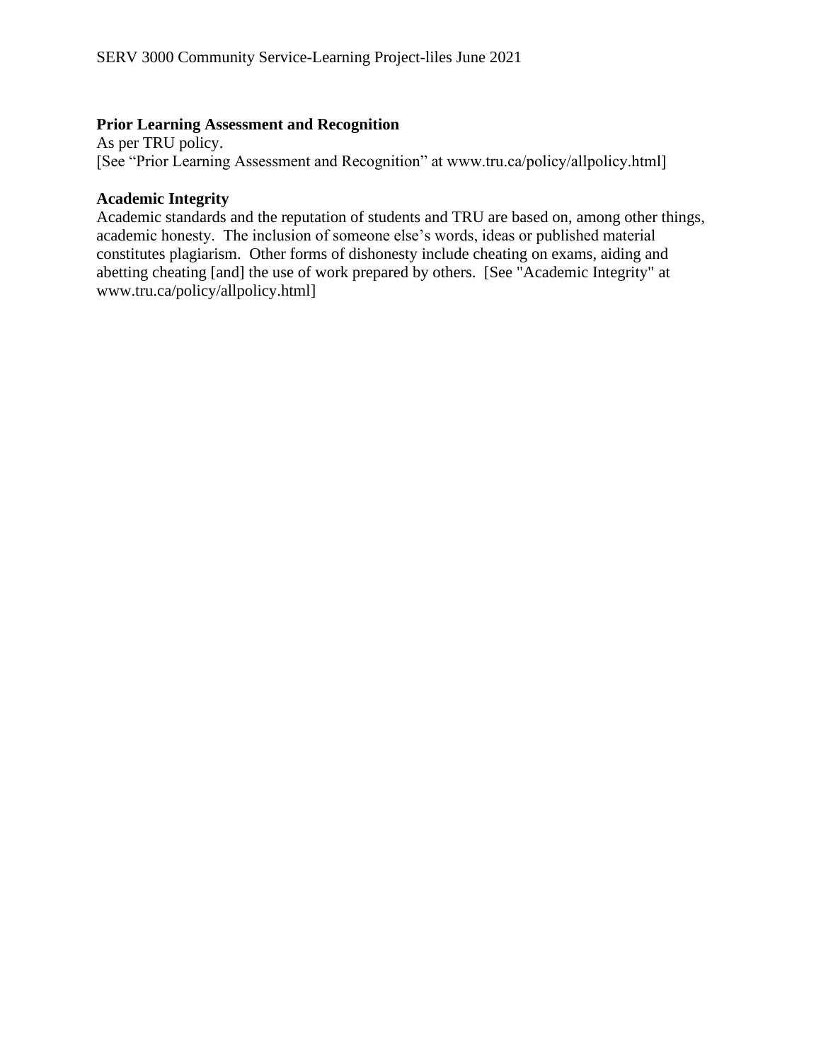**Prior Learning Assessment and Recognition**
As per TRU policy.
[See “Prior Learning Assessment and Recognition” at www.tru.ca/policy/allpolicy.html]

**Academic Integrity**
Academic standards and the reputation of students and TRU are based on, among other things, academic honesty. The inclusion of someone else’s words, ideas or published material constitutes plagiarism. Other forms of dishonesty include cheating on exams, aiding and abetting cheating [and] the use of work prepared by others. [See "Academic Integrity" at www.tru.ca/policy/allpolicy.html]